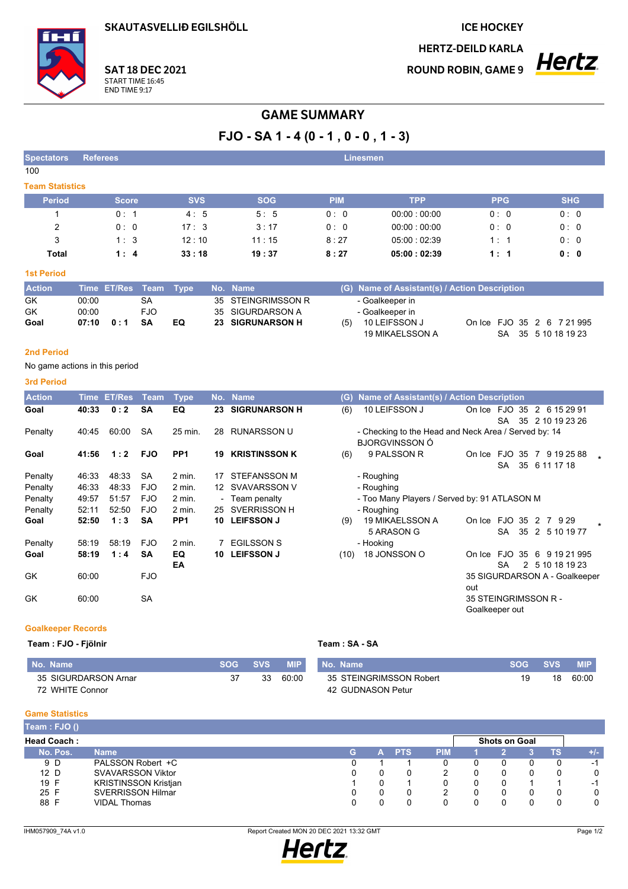SKAUTASVELLIÐ EGILSHÖLL

SAT 18 DEC 2021
START TIME 16:45
END TIME 9:17

ICE HOCKEY
HERTZ-DEILD KARLA
ROUND ROBIN, GAME 9

# GAME SUMMARY

## FJO - SA 1 - 4 (0 - 1 , 0 - 0 , 1 - 3)

| Spectators | Referees | Linesmen |
|---|---|---|
| 100 | | |

### Team Statistics

| Period | Score | SVS | SOG | PIM | TPP | PPG | SHG |
|---|---|---|---|---|---|---|---|
| 1 | 0 : 1 | 4 : 5 | 5 : 5 | 0 : 0 | 00:00 : 00:00 | 0 : 0 | 0 : 0 |
| 2 | 0 : 0 | 17 : 3 | 3 : 17 | 0 : 0 | 00:00 : 00:00 | 0 : 0 | 0 : 0 |
| 3 | 1 : 3 | 12 : 10 | 11 : 15 | 8 : 27 | 05:00 : 02:39 | 1 : 1 | 0 : 0 |
| **Total** | **1 : 4** | **33 : 18** | **19 : 37** | **8 : 27** | **05:00 : 02:39** | **1 : 1** | **0 : 0** |

### 1st Period

| Action | Time | ET/Res | Team | Type | No. | Name | (G) | Name of Assistant(s) / Action Description | |
|---|---|---|---|---|---|---|---|---|---|
| GK | 00:00 | | SA | | 35 | STEINGRIMSSON R | | - Goalkeeper in | |
| GK | 00:00 | | FJO | | 35 | SIGURDARSON A | | - Goalkeeper in | |
| **Goal** | **07:10** | **0 : 1** | **SA** | **EQ** | **23** | **SIGRUNARSON H** | (5) | 10 LEIFSSON J<br>19 MIKAELSSON A | On Ice FJO 35 2 6 7 21 995<br>SA 35 5 10 18 19 23 |

### 2nd Period

No game actions in this period

### 3rd Period

| Action | Time | ET/Res | Team | Type | No. | Name | (G) | Name of Assistant(s) / Action Description | |
|---|---|---|---|---|---|---|---|---|---|
| **Goal** | **40:33** | **0 : 2** | **SA** | **EQ** | **23** | **SIGRUNARSON H** | (6) | 10 LEIFSSON J | On Ice FJO 35 2 6 15 29 91<br>SA 35 2 10 19 23 26 |
| Penalty | 40:45 | 60:00 | SA | 25 min. | 28 | RUNARSSON U | | - Checking to the Head and Neck Area / Served by: 14 BJORGVINSSON Ó | |
| **Goal** | **41:56** | **1 : 2** | **FJO** | **PP1** | **19** | **KRISTINSSON K** | (6) | 9 PALSSON R | On Ice FJO 35 7 9 19 25 88 *<br>SA 35 6 11 17 18 |
| Penalty | 46:33 | 48:33 | SA | 2 min. | 17 | STEFANSSON M | | - Roughing | |
| Penalty | 46:33 | 48:33 | FJO | 2 min. | 12 | SVAVARSSON V | | - Roughing | |
| Penalty | 49:57 | 51:57 | FJO | 2 min. | - | Team penalty | | - Too Many Players / Served by: 91 ATLASON M | |
| Penalty | 52:11 | 52:50 | FJO | 2 min. | 25 | SVERRISSON H | | - Roughing | |
| **Goal** | **52:50** | **1 : 3** | **SA** | **PP1** | **10** | **LEIFSSON J** | (9) | 19 MIKAELSSON A<br>5 ARASON G | On Ice FJO 35 2 7 9 29 *<br>SA 35 2 5 10 19 77 |
| Penalty | 58:19 | 58:19 | FJO | 2 min. | 7 | EGILSSON S | | - Hooking | |
| **Goal** | **58:19** | **1 : 4** | **SA** | **EQ EA** | **10** | **LEIFSSON J** | (10) | 18 JONSSON O | On Ice FJO 35 6 9 19 21 995<br>SA 2 5 10 18 19 23 |
| GK | 60:00 | | FJO | | | | | | 35 SIGURDARSON A - Goalkeeper out |
| GK | 60:00 | | SA | | | | | | 35 STEINGRIMSSON R - Goalkeeper out |

### Goalkeeper Records

**Team : FJO - Fjölnir**

| No. | Name | SOG | SVS | MIP |
|---|---|---|---|---|
| 35 | SIGURDARSON Arnar | 37 | 33 | 60:00 |
| 72 | WHITE Connor | | | |

**Team : SA - SA**

| No. | Name | SOG | SVS | MIP |
|---|---|---|---|---|
| 35 | STEINGRIMSSON Robert | 19 | 18 | 60:00 |
| 42 | GUDNASON Petur | | | |

### Game Statistics

**Team : FJO ()**

**Head Coach :**

| No. | Pos. | Name | G | A | PTS | PIM | Shots on Goal 1 | 2 | 3 | TS | +/- |
|---|---|---|---|---|---|---|---|---|---|---|---|
| 9 | D | PALSSON Robert +C | 0 | 1 | 1 | 0 | 0 | 0 | 0 | 0 | -1 |
| 12 | D | SVAVARSSON Viktor | 0 | 0 | 0 | 2 | 0 | 0 | 0 | 0 | 0 |
| 19 | F | KRISTINSSON Kristjan | 1 | 0 | 1 | 0 | 0 | 0 | 1 | 1 | -1 |
| 25 | F | SVERRISSON Hilmar | 0 | 0 | 0 | 2 | 0 | 0 | 0 | 0 | 0 |
| 88 | F | VIDAL Thomas | 0 | 0 | 0 | 0 | 0 | 0 | 0 | 0 | 0 |

IHM057909_74A v1.0 Report Created MON 20 DEC 2021 13:32 GMT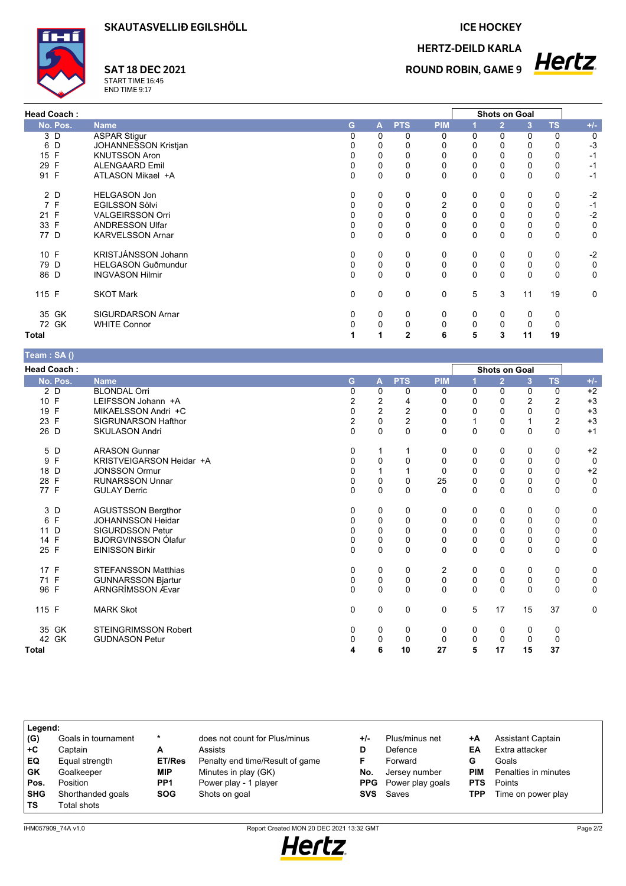SKAUTASVELLIÐ EGILSHÖLL

ICE HOCKEY

HERTZ-DEILD KARLA

SAT 18 DEC 2021
START TIME 16:45
END TIME 9:17

ROUND ROBIN, GAME 9

**Head Coach :**

| No. | Pos. | Name | G | A | PTS | PIM | Shots on Goal 1 | 2 | 3 | TS | +/- |
|---|---|---|---|---|---|---|---|---|---|---|---|
| 3 | D | ASPAR Stigur | 0 | 0 | 0 | 0 | 0 | 0 | 0 | 0 | 0 |
| 6 | D | JOHANNESSON Kristjan | 0 | 0 | 0 | 0 | 0 | 0 | 0 | 0 | -3 |
| 15 | F | KNUTSSON Aron | 0 | 0 | 0 | 0 | 0 | 0 | 0 | 0 | -1 |
| 29 | F | ALENGAARD Emil | 0 | 0 | 0 | 0 | 0 | 0 | 0 | 0 | -1 |
| 91 | F | ATLASON Mikael +A | 0 | 0 | 0 | 0 | 0 | 0 | 0 | 0 | -1 |
| 2 | D | HELGASON Jon | 0 | 0 | 0 | 0 | 0 | 0 | 0 | 0 | -2 |
| 7 | F | EGILSSON Sölvi | 0 | 0 | 0 | 2 | 0 | 0 | 0 | 0 | -1 |
| 21 | F | VALGEIRSSON Orri | 0 | 0 | 0 | 0 | 0 | 0 | 0 | 0 | -2 |
| 33 | F | ANDRESSON Ulfar | 0 | 0 | 0 | 0 | 0 | 0 | 0 | 0 | 0 |
| 77 | D | KARVELSSON Arnar | 0 | 0 | 0 | 0 | 0 | 0 | 0 | 0 | 0 |
| 10 | F | KRISTJÁNSSON Johann | 0 | 0 | 0 | 0 | 0 | 0 | 0 | 0 | -2 |
| 79 | D | HELGASON Guðmundur | 0 | 0 | 0 | 0 | 0 | 0 | 0 | 0 | 0 |
| 86 | D | INGVASON Hilmir | 0 | 0 | 0 | 0 | 0 | 0 | 0 | 0 | 0 |
| 115 | F | SKOT Mark | 0 | 0 | 0 | 0 | 5 | 3 | 11 | 19 | 0 |
| 35 | GK | SIGURDARSON Arnar | 0 | 0 | 0 | 0 | 0 | 0 | 0 | 0 | |
| 72 | GK | WHITE Connor | 0 | 0 | 0 | 0 | 0 | 0 | 0 | 0 | |
| **Total** | | | **1** | **1** | **2** | **6** | **5** | **3** | **11** | **19** | |

**Team : SA ()**

**Head Coach :**

| No. | Pos. | Name | G | A | PTS | PIM | Shots on Goal 1 | 2 | 3 | TS | +/- |
|---|---|---|---|---|---|---|---|---|---|---|---|
| 2 | D | BLONDAL Orri | 0 | 0 | 0 | 0 | 0 | 0 | 0 | 0 | +2 |
| 10 | F | LEIFSSON Johann +A | 2 | 2 | 4 | 0 | 0 | 0 | 2 | 2 | +3 |
| 19 | F | MIKAELSSON Andri +C | 0 | 2 | 2 | 0 | 0 | 0 | 0 | 0 | +3 |
| 23 | F | SIGRUNARSON Hafthor | 2 | 0 | 2 | 0 | 1 | 0 | 1 | 2 | +3 |
| 26 | D | SKULASON Andri | 0 | 0 | 0 | 0 | 0 | 0 | 0 | 0 | +1 |
| 5 | D | ARASON Gunnar | 0 | 1 | 1 | 0 | 0 | 0 | 0 | 0 | +2 |
| 9 | F | KRISTVEIGARSON Heidar +A | 0 | 0 | 0 | 0 | 0 | 0 | 0 | 0 | 0 |
| 18 | D | JONSSON Ormur | 0 | 1 | 1 | 0 | 0 | 0 | 0 | 0 | +2 |
| 28 | F | RUNARSSON Unnar | 0 | 0 | 0 | 25 | 0 | 0 | 0 | 0 | 0 |
| 77 | F | GULAY Derric | 0 | 0 | 0 | 0 | 0 | 0 | 0 | 0 | 0 |
| 3 | D | AGUSTSSON Bergthor | 0 | 0 | 0 | 0 | 0 | 0 | 0 | 0 | 0 |
| 6 | F | JOHANNSSON Heidar | 0 | 0 | 0 | 0 | 0 | 0 | 0 | 0 | 0 |
| 11 | D | SIGURDSSON Petur | 0 | 0 | 0 | 0 | 0 | 0 | 0 | 0 | 0 |
| 14 | F | BJORGVINSSON Ólafur | 0 | 0 | 0 | 0 | 0 | 0 | 0 | 0 | 0 |
| 25 | F | EINISSON Birkir | 0 | 0 | 0 | 0 | 0 | 0 | 0 | 0 | 0 |
| 17 | F | STEFANSSON Matthias | 0 | 0 | 0 | 2 | 0 | 0 | 0 | 0 | 0 |
| 71 | F | GUNNARSSON Bjartur | 0 | 0 | 0 | 0 | 0 | 0 | 0 | 0 | 0 |
| 96 | F | ARNGRÍMSSON Ævar | 0 | 0 | 0 | 0 | 0 | 0 | 0 | 0 | 0 |
| 115 | F | MARK Skot | 0 | 0 | 0 | 0 | 5 | 17 | 15 | 37 | 0 |
| 35 | GK | STEINGRIMSSON Robert | 0 | 0 | 0 | 0 | 0 | 0 | 0 | 0 | |
| 42 | GK | GUDNASON Petur | 0 | 0 | 0 | 0 | 0 | 0 | 0 | 0 | |
| **Total** | | | **4** | **6** | **10** | **27** | **5** | **17** | **15** | **37** | |

**Legend:**

| | | | | | | | |
|---|---|---|---|---|---|---|---|
| (G) | Goals in tournament | * | does not count for Plus/minus | +/- | Plus/minus net | +A | Assistant Captain |
| +C | Captain | A | Assists | D | Defence | EA | Extra attacker |
| EQ | Equal strength | ET/Res | Penalty end time/Result of game | F | Forward | G | Goals |
| GK | Goalkeeper | MIP | Minutes in play (GK) | No. | Jersey number | PIM | Penalties in minutes |
| Pos. | Position | PP1 | Power play - 1 player | PPG | Power play goals | PTS | Points |
| SHG | Shorthanded goals | SOG | Shots on goal | SVS | Saves | TPP | Time on power play |
| TS | Total shots | | | | | | |

IHM057909_74A v1.0 — Report Created MON 20 DEC 2021 13:32 GMT